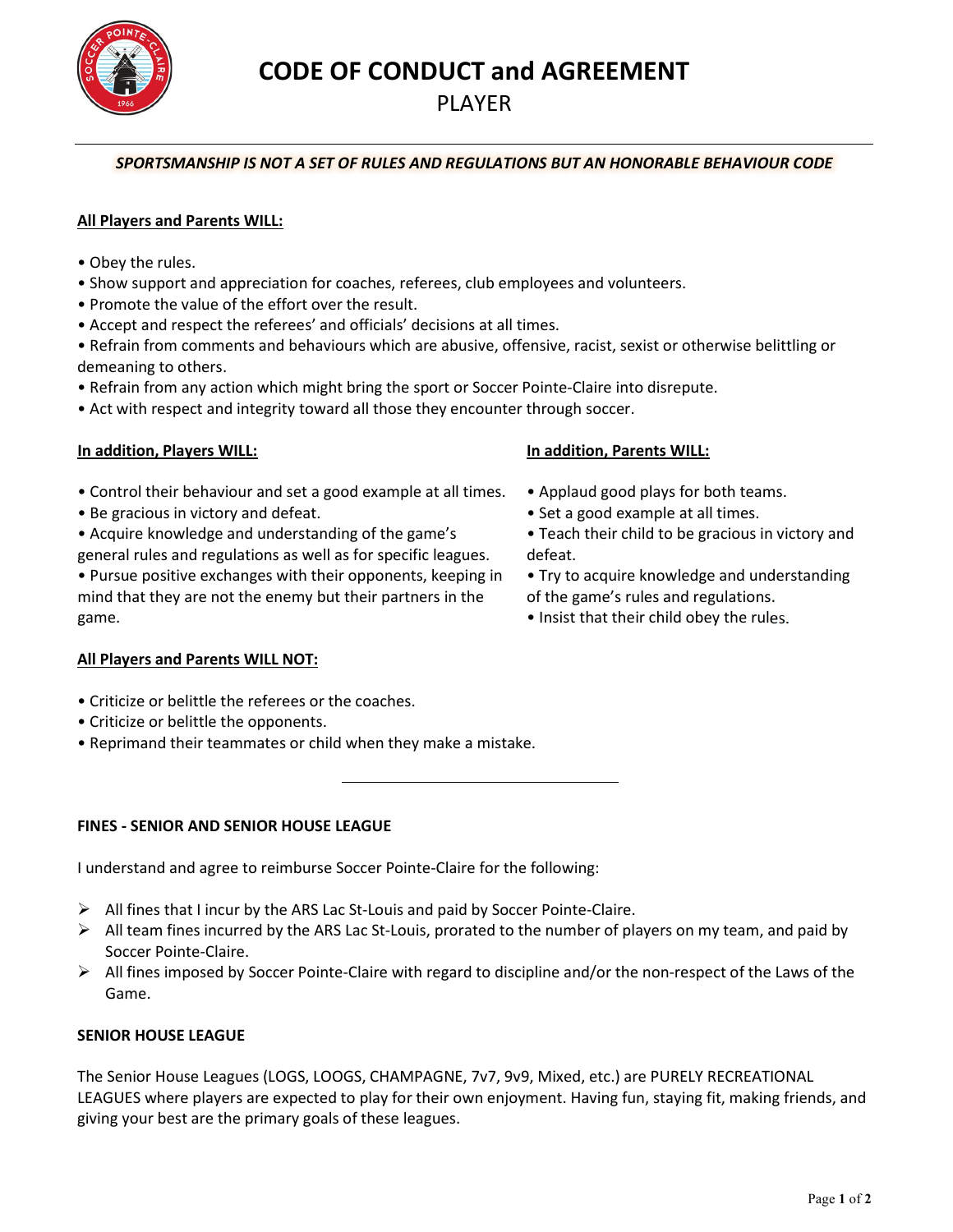# CODE OF CONDUCT and AGREEMENT

## PLAYER

***SPORTSMANSHIP IS NOT A SET OF RULES AND REGULATIONS BUT AN HONORABLE BEHAVIOUR CODE***

**All Players and Parents WILL:**

- Obey the rules.
- Show support and appreciation for coaches, referees, club employees and volunteers.
- Promote the value of the effort over the result.
- Accept and respect the referees' and officials' decisions at all times.
- Refrain from comments and behaviours which are abusive, offensive, racist, sexist or otherwise belittling or demeaning to others.
- Refrain from any action which might bring the sport or Soccer Pointe-Claire into disrepute.
- Act with respect and integrity toward all those they encounter through soccer.

**In addition, Players WILL:**

- Control their behaviour and set a good example at all times.
- Be gracious in victory and defeat.
- Acquire knowledge and understanding of the game's general rules and regulations as well as for specific leagues.
- Pursue positive exchanges with their opponents, keeping in mind that they are not the enemy but their partners in the game.

**In addition, Parents WILL:**

- Applaud good plays for both teams.
- Set a good example at all times.
- Teach their child to be gracious in victory and defeat.
- Try to acquire knowledge and understanding of the game's rules and regulations.
- Insist that their child obey the rules.

**All Players and Parents WILL NOT:**

- Criticize or belittle the referees or the coaches.
- Criticize or belittle the opponents.
- Reprimand their teammates or child when they make a mistake.

---

**FINES - SENIOR AND SENIOR HOUSE LEAGUE**

I understand and agree to reimburse Soccer Pointe-Claire for the following:

- All fines that I incur by the ARS Lac St-Louis and paid by Soccer Pointe-Claire.
- All team fines incurred by the ARS Lac St-Louis, prorated to the number of players on my team, and paid by Soccer Pointe-Claire.
- All fines imposed by Soccer Pointe-Claire with regard to discipline and/or the non-respect of the Laws of the Game.

**SENIOR HOUSE LEAGUE**

The Senior House Leagues (LOGS, LOOGS, CHAMPAGNE, 7v7, 9v9, Mixed, etc.) are PURELY RECREATIONAL LEAGUES where players are expected to play for their own enjoyment. Having fun, staying fit, making friends, and giving your best are the primary goals of these leagues.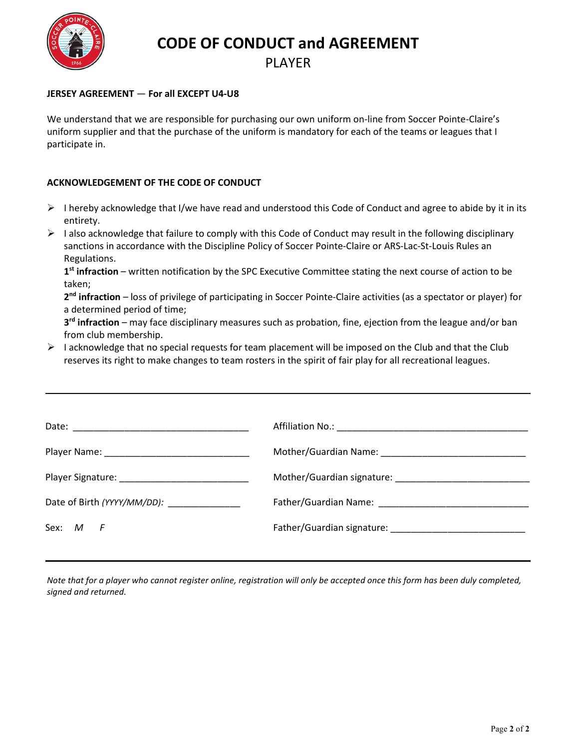# CODE OF CONDUCT and AGREEMENT

## PLAYER

**JERSEY AGREEMENT — For all EXCEPT U4-U8**

We understand that we are responsible for purchasing our own uniform on-line from Soccer Pointe-Claire's uniform supplier and that the purchase of the uniform is mandatory for each of the teams or leagues that I participate in.

**ACKNOWLEDGEMENT OF THE CODE OF CONDUCT**

- I hereby acknowledge that I/we have read and understood this Code of Conduct and agree to abide by it in its entirety.
- I also acknowledge that failure to comply with this Code of Conduct may result in the following disciplinary sanctions in accordance with the Discipline Policy of Soccer Pointe-Claire or ARS-Lac-St-Louis Rules an Regulations.
  **1st infraction** – written notification by the SPC Executive Committee stating the next course of action to be taken;
  **2nd infraction** – loss of privilege of participating in Soccer Pointe-Claire activities (as a spectator or player) for a determined period of time;
  **3rd infraction** – may face disciplinary measures such as probation, fine, ejection from the league and/or ban from club membership.
- I acknowledge that no special requests for team placement will be imposed on the Club and that the Club reserves its right to make changes to team rosters in the spirit of fair play for all recreational leagues.

---

| | |
|---|---|
| Date: ______________________________ | Affiliation No.: ______________________________ |
| Player Name: ______________________________ | Mother/Guardian Name: ______________________________ |
| Player Signature: ______________________________ | Mother/Guardian signature: ______________________________ |
| Date of Birth *(YYYY/MM/DD):* ______________ | Father/Guardian Name: ______________________________ |
| Sex: *M F* | Father/Guardian signature: ______________________________ |

---

*Note that for a player who cannot register online, registration will only be accepted once this form has been duly completed, signed and returned.*